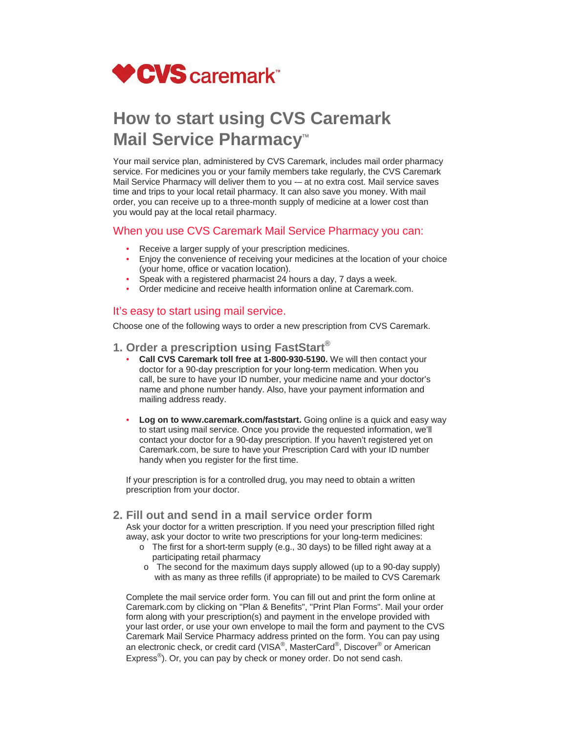CVS caremark™

# How to start using CVS Caremark Mail Service Pharmacy™

Your mail service plan, administered by CVS Caremark, includes mail order pharmacy service. For medicines you or your family members take regularly, the CVS Caremark Mail Service Pharmacy will deliver them to you -– at no extra cost. Mail service saves time and trips to your local retail pharmacy. It can also save you money. With mail order, you can receive up to a three-month supply of medicine at a lower cost than you would pay at the local retail pharmacy.

## When you use CVS Caremark Mail Service Pharmacy you can:

- Receive a larger supply of your prescription medicines.
- Enjoy the convenience of receiving your medicines at the location of your choice (your home, office or vacation location).
- Speak with a registered pharmacist 24 hours a day, 7 days a week.
- Order medicine and receive health information online at Caremark.com.

## It's easy to start using mail service.

Choose one of the following ways to order a new prescription from CVS Caremark.

### 1. Order a prescription using FastStart®

- **Call CVS Caremark toll free at 1-800-930-5190.** We will then contact your doctor for a 90-day prescription for your long-term medication. When you call, be sure to have your ID number, your medicine name and your doctor's name and phone number handy. Also, have your payment information and mailing address ready.

- **Log on to www.caremark.com/faststart.** Going online is a quick and easy way to start using mail service. Once you provide the requested information, we'll contact your doctor for a 90-day prescription. If you haven't registered yet on Caremark.com, be sure to have your Prescription Card with your ID number handy when you register for the first time.

If your prescription is for a controlled drug, you may need to obtain a written prescription from your doctor.

### 2. Fill out and send in a mail service order form

Ask your doctor for a written prescription. If you need your prescription filled right away, ask your doctor to write two prescriptions for your long-term medicines:

- The first for a short-term supply (e.g., 30 days) to be filled right away at a participating retail pharmacy
- The second for the maximum days supply allowed (up to a 90-day supply) with as many as three refills (if appropriate) to be mailed to CVS Caremark

Complete the mail service order form. You can fill out and print the form online at Caremark.com by clicking on "Plan & Benefits", "Print Plan Forms". Mail your order form along with your prescription(s) and payment in the envelope provided with your last order, or use your own envelope to mail the form and payment to the CVS Caremark Mail Service Pharmacy address printed on the form. You can pay using an electronic check, or credit card (VISA®, MasterCard®, Discover® or American Express®). Or, you can pay by check or money order. Do not send cash.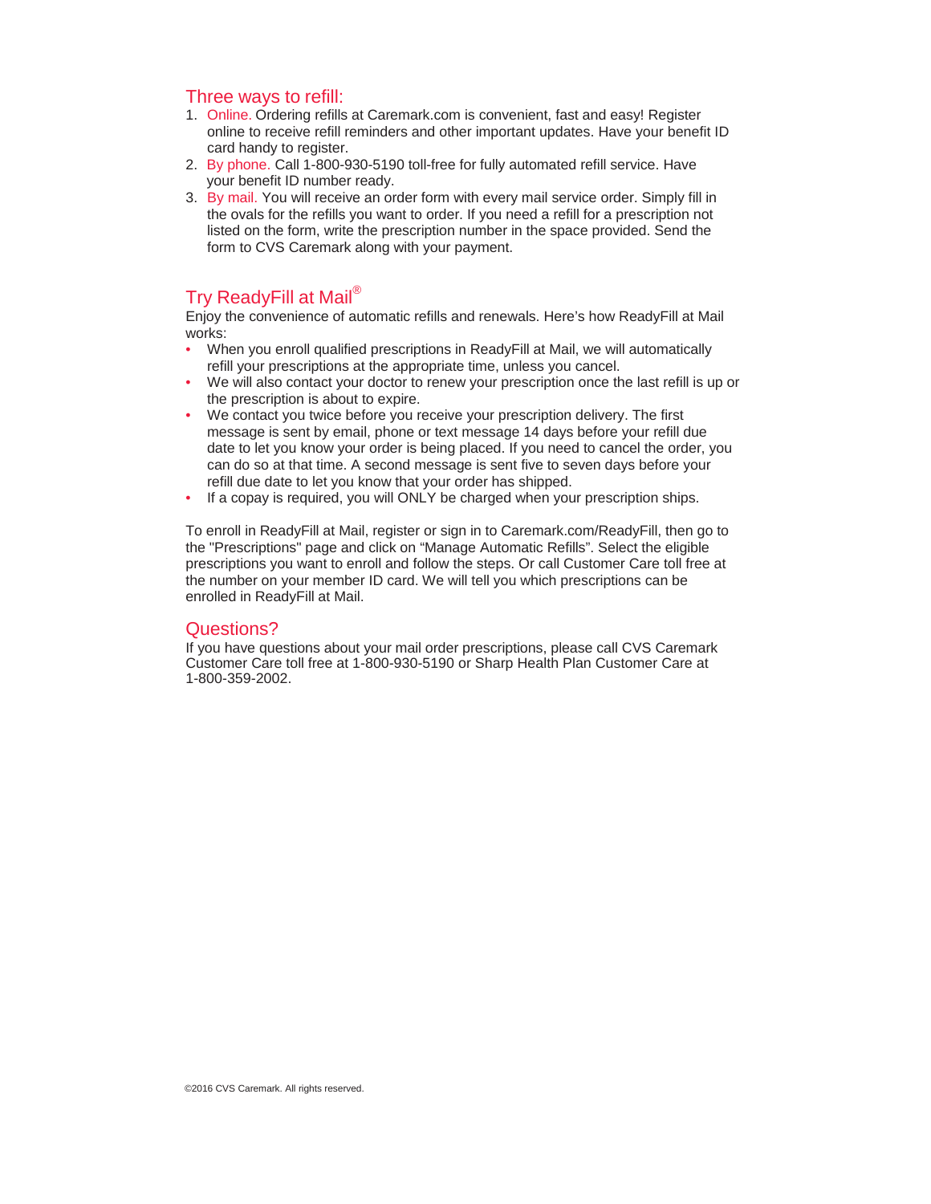## Three ways to refill:

1. Online. Ordering refills at Caremark.com is convenient, fast and easy! Register online to receive refill reminders and other important updates. Have your benefit ID card handy to register.
2. By phone. Call 1-800-930-5190 toll-free for fully automated refill service. Have your benefit ID number ready.
3. By mail. You will receive an order form with every mail service order. Simply fill in the ovals for the refills you want to order. If you need a refill for a prescription not listed on the form, write the prescription number in the space provided. Send the form to CVS Caremark along with your payment.

## Try ReadyFill at Mail®

Enjoy the convenience of automatic refills and renewals. Here's how ReadyFill at Mail works:

- When you enroll qualified prescriptions in ReadyFill at Mail, we will automatically refill your prescriptions at the appropriate time, unless you cancel.
- We will also contact your doctor to renew your prescription once the last refill is up or the prescription is about to expire.
- We contact you twice before you receive your prescription delivery. The first message is sent by email, phone or text message 14 days before your refill due date to let you know your order is being placed. If you need to cancel the order, you can do so at that time. A second message is sent five to seven days before your refill due date to let you know that your order has shipped.
- If a copay is required, you will ONLY be charged when your prescription ships.

To enroll in ReadyFill at Mail, register or sign in to Caremark.com/ReadyFill, then go to the "Prescriptions" page and click on "Manage Automatic Refills". Select the eligible prescriptions you want to enroll and follow the steps. Or call Customer Care toll free at the number on your member ID card. We will tell you which prescriptions can be enrolled in ReadyFill at Mail.

## Questions?

If you have questions about your mail order prescriptions, please call CVS Caremark Customer Care toll free at 1-800-930-5190 or Sharp Health Plan Customer Care at 1-800-359-2002.

©2016 CVS Caremark. All rights reserved.